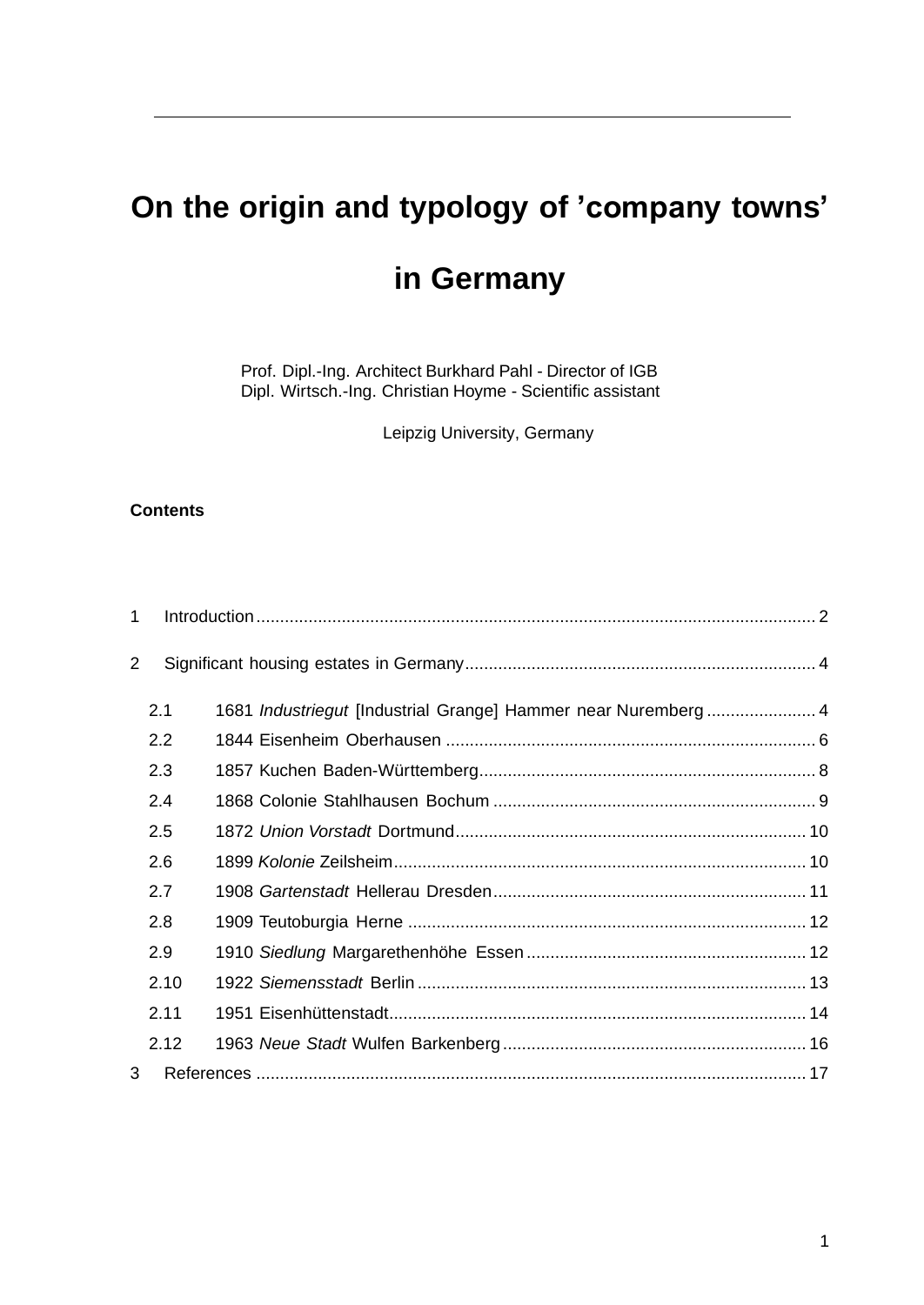# On the origin and typology of 'company towns' in Germany

Prof. Dipl.-Ing. Architect Burkhard Pahl - Director of IGB
Dipl. Wirtsch.-Ing. Christian Hoyme - Scientific assistant

Leipzig University, Germany

**Contents**

1 Introduction ..... 2

2 Significant housing estates in Germany ..... 4

- 2.1 1681 *Industriegut* [Industrial Grange] Hammer near Nuremberg ..... 4
- 2.2 1844 Eisenheim Oberhausen ..... 6
- 2.3 1857 Kuchen Baden-Württemberg ..... 8
- 2.4 1868 Colonie Stahlhausen Bochum ..... 9
- 2.5 1872 *Union Vorstadt* Dortmund ..... 10
- 2.6 1899 *Kolonie* Zeilsheim ..... 10
- 2.7 1908 *Gartenstadt* Hellerau Dresden ..... 11
- 2.8 1909 Teutoburgia Herne ..... 12
- 2.9 1910 *Siedlung* Margarethenhöhe Essen ..... 12
- 2.10 1922 *Siemensstadt* Berlin ..... 13
- 2.11 1951 Eisenhüttenstadt ..... 14
- 2.12 1963 *Neue Stadt* Wulfen Barkenberg ..... 16

3 References ..... 17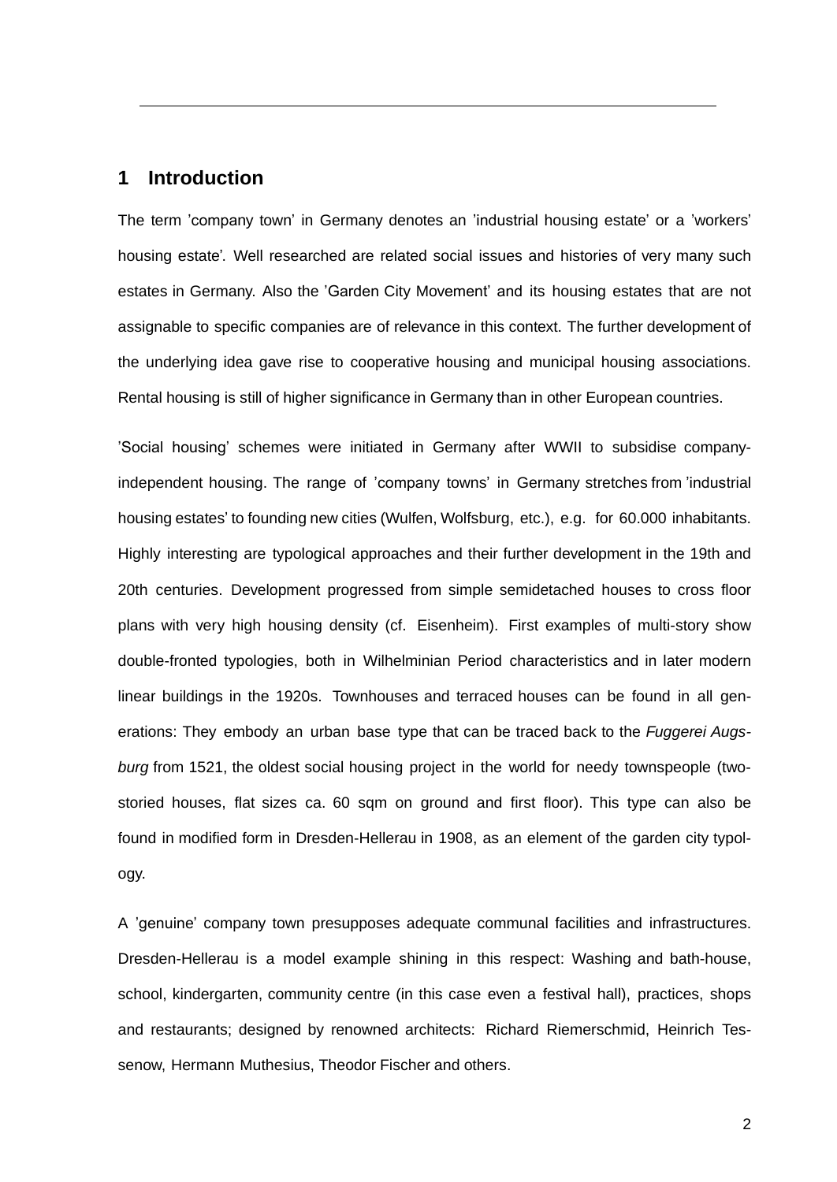# 1 Introduction

The term ’company town’ in Germany denotes an ’industrial housing estate’ or a ’workers’ housing estate’. Well researched are related social issues and histories of very many such estates in Germany. Also the ’Garden City Movement’ and its housing estates that are not assignable to specific companies are of relevance in this context. The further development of the underlying idea gave rise to cooperative housing and municipal housing associations. Rental housing is still of higher significance in Germany than in other European countries.

’Social housing’ schemes were initiated in Germany after WWII to subsidise company-independent housing. The range of ’company towns’ in Germany stretches from ’industrial housing estates’ to founding new cities (Wulfen, Wolfsburg, etc.), e.g. for 60.000 inhabitants. Highly interesting are typological approaches and their further development in the 19th and 20th centuries. Development progressed from simple semidetached houses to cross floor plans with very high housing density (cf. Eisenheim). First examples of multi-story show double-fronted typologies, both in Wilhelminian Period characteristics and in later modern linear buildings in the 1920s. Townhouses and terraced houses can be found in all generations: They embody an urban base type that can be traced back to the *Fuggerei Augsburg* from 1521, the oldest social housing project in the world for needy townspeople (two-storied houses, flat sizes ca. 60 sqm on ground and first floor). This type can also be found in modified form in Dresden-Hellerau in 1908, as an element of the garden city typology.

A ’genuine’ company town presupposes adequate communal facilities and infrastructures. Dresden-Hellerau is a model example shining in this respect: Washing and bath-house, school, kindergarten, community centre (in this case even a festival hall), practices, shops and restaurants; designed by renowned architects: Richard Riemerschmid, Heinrich Tessenow, Hermann Muthesius, Theodor Fischer and others.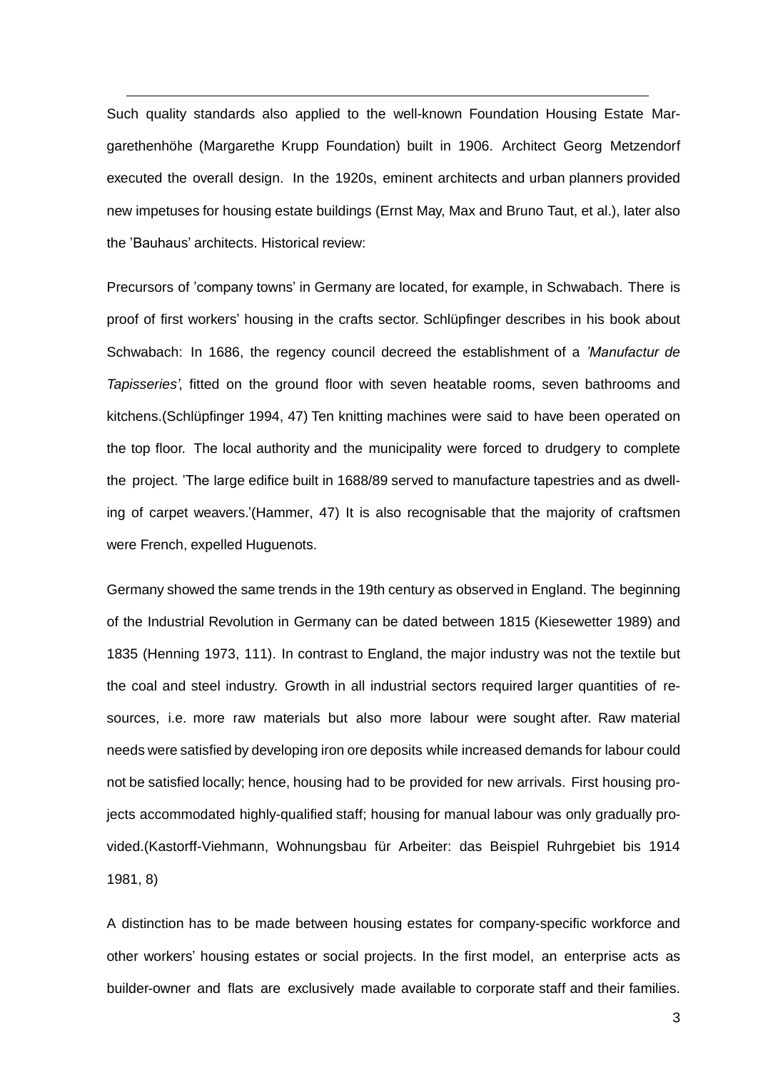Such quality standards also applied to the well-known Foundation Housing Estate Margarethenhöhe (Margarethe Krupp Foundation) built in 1906. Architect Georg Metzendorf executed the overall design. In the 1920s, eminent architects and urban planners provided new impetuses for housing estate buildings (Ernst May, Max and Bruno Taut, et al.), later also the 'Bauhaus' architects. Historical review:

Precursors of 'company towns' in Germany are located, for example, in Schwabach. There is proof of first workers' housing in the crafts sector. Schlüpfinger describes in his book about Schwabach: In 1686, the regency council decreed the establishment of a *'Manufactur de Tapisseries'*, fitted on the ground floor with seven heatable rooms, seven bathrooms and kitchens.(Schlüpfinger 1994, 47) Ten knitting machines were said to have been operated on the top floor. The local authority and the municipality were forced to drudgery to complete the project. 'The large edifice built in 1688/89 served to manufacture tapestries and as dwelling of carpet weavers.'(Hammer, 47) It is also recognisable that the majority of craftsmen were French, expelled Huguenots.

Germany showed the same trends in the 19th century as observed in England. The beginning of the Industrial Revolution in Germany can be dated between 1815 (Kiesewetter 1989) and 1835 (Henning 1973, 111). In contrast to England, the major industry was not the textile but the coal and steel industry. Growth in all industrial sectors required larger quantities of resources, i.e. more raw materials but also more labour were sought after. Raw material needs were satisfied by developing iron ore deposits while increased demands for labour could not be satisfied locally; hence, housing had to be provided for new arrivals. First housing projects accommodated highly-qualified staff; housing for manual labour was only gradually provided.(Kastorff-Viehmann, Wohnungsbau für Arbeiter: das Beispiel Ruhrgebiet bis 1914 1981, 8)

A distinction has to be made between housing estates for company-specific workforce and other workers' housing estates or social projects. In the first model, an enterprise acts as builder-owner and flats are exclusively made available to corporate staff and their families.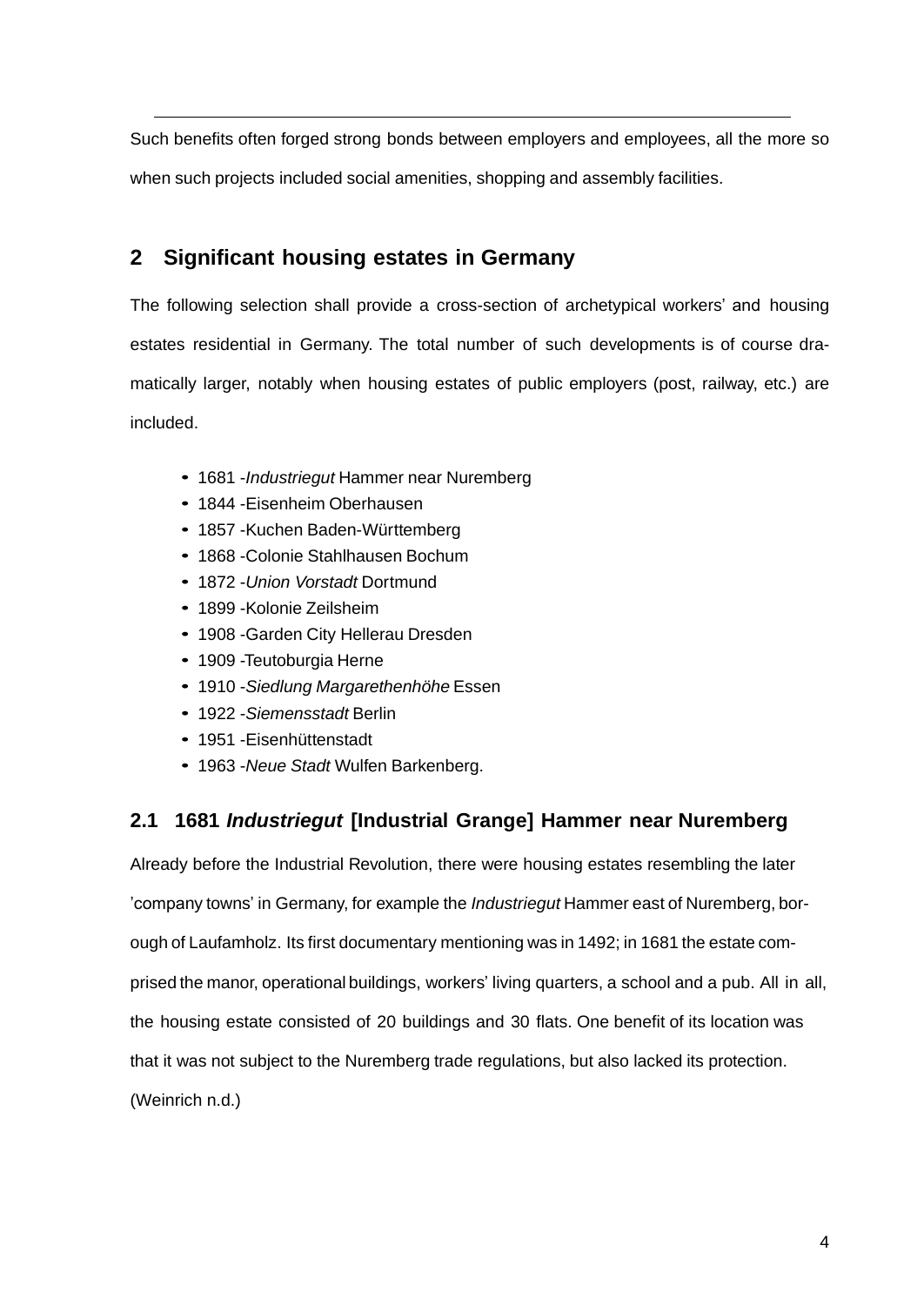Such benefits often forged strong bonds between employers and employees, all the more so when such projects included social amenities, shopping and assembly facilities.

## 2 Significant housing estates in Germany

The following selection shall provide a cross-section of archetypical workers' and housing estates residential in Germany. The total number of such developments is of course dramatically larger, notably when housing estates of public employers (post, railway, etc.) are included.

- 1681 -*Industriegut* Hammer near Nuremberg
- 1844 -Eisenheim Oberhausen
- 1857 -Kuchen Baden-Württemberg
- 1868 -Colonie Stahlhausen Bochum
- 1872 -*Union Vorstadt* Dortmund
- 1899 -Kolonie Zeilsheim
- 1908 -Garden City Hellerau Dresden
- 1909 -Teutoburgia Herne
- 1910 -*Siedlung Margarethenhöhe* Essen
- 1922 -*Siemensstadt* Berlin
- 1951 -Eisenhüttenstadt
- 1963 -*Neue Stadt* Wulfen Barkenberg.

### 2.1 1681 *Industriegut* [Industrial Grange] Hammer near Nuremberg

Already before the Industrial Revolution, there were housing estates resembling the later 'company towns' in Germany, for example the *Industriegut* Hammer east of Nuremberg, borough of Laufamholz. Its first documentary mentioning was in 1492; in 1681 the estate comprised the manor, operational buildings, workers' living quarters, a school and a pub. All in all, the housing estate consisted of 20 buildings and 30 flats. One benefit of its location was that it was not subject to the Nuremberg trade regulations, but also lacked its protection. (Weinrich n.d.)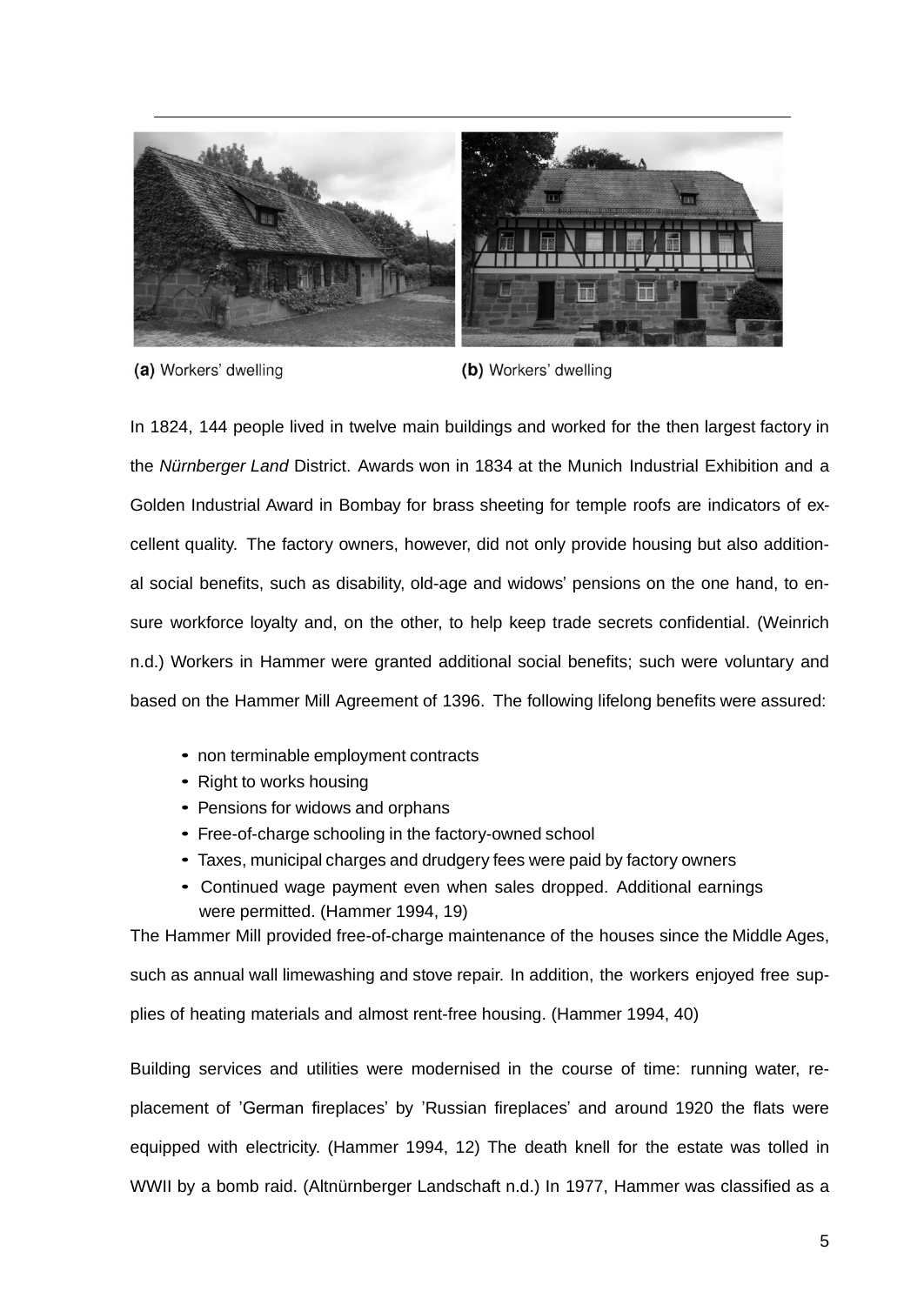(a) Workers' dwelling

(b) Workers' dwelling

In 1824, 144 people lived in twelve main buildings and worked for the then largest factory in the *Nürnberger Land* District. Awards won in 1834 at the Munich Industrial Exhibition and a Golden Industrial Award in Bombay for brass sheeting for temple roofs are indicators of excellent quality. The factory owners, however, did not only provide housing but also additional social benefits, such as disability, old-age and widows' pensions on the one hand, to ensure workforce loyalty and, on the other, to help keep trade secrets confidential. (Weinrich n.d.) Workers in Hammer were granted additional social benefits; such were voluntary and based on the Hammer Mill Agreement of 1396. The following lifelong benefits were assured:

- non terminable employment contracts
- Right to works housing
- Pensions for widows and orphans
- Free-of-charge schooling in the factory-owned school
- Taxes, municipal charges and drudgery fees were paid by factory owners
- Continued wage payment even when sales dropped. Additional earnings were permitted. (Hammer 1994, 19)

The Hammer Mill provided free-of-charge maintenance of the houses since the Middle Ages, such as annual wall limewashing and stove repair. In addition, the workers enjoyed free supplies of heating materials and almost rent-free housing. (Hammer 1994, 40)

Building services and utilities were modernised in the course of time: running water, replacement of 'German fireplaces' by 'Russian fireplaces' and around 1920 the flats were equipped with electricity. (Hammer 1994, 12) The death knell for the estate was tolled in WWII by a bomb raid. (Altnürnberger Landschaft n.d.) In 1977, Hammer was classified as a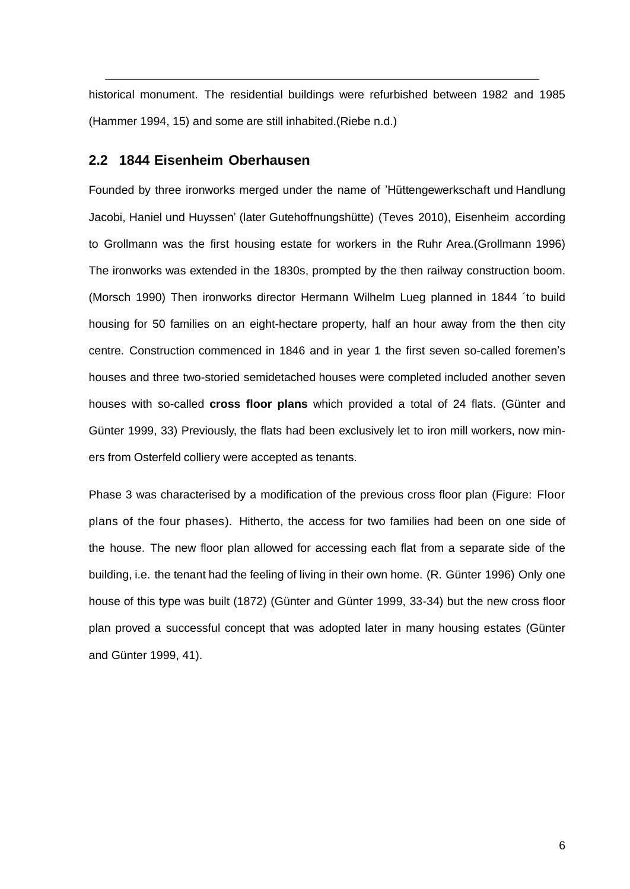historical monument. The residential buildings were refurbished between 1982 and 1985 (Hammer 1994, 15) and some are still inhabited.(Riebe n.d.)

## 2.2 1844 Eisenheim Oberhausen

Founded by three ironworks merged under the name of 'Hüttengewerkschaft und Handlung Jacobi, Haniel und Huyssen' (later Gutehoffnungshütte) (Teves 2010), Eisenheim according to Grollmann was the first housing estate for workers in the Ruhr Area.(Grollmann 1996) The ironworks was extended in the 1830s, prompted by the then railway construction boom. (Morsch 1990) Then ironworks director Hermann Wilhelm Lueg planned in 1844 ´to build housing for 50 families on an eight-hectare property, half an hour away from the then city centre. Construction commenced in 1846 and in year 1 the first seven so-called foremen's houses and three two-storied semidetached houses were completed included another seven houses with so-called **cross floor plans** which provided a total of 24 flats. (Günter and Günter 1999, 33) Previously, the flats had been exclusively let to iron mill workers, now miners from Osterfeld colliery were accepted as tenants.

Phase 3 was characterised by a modification of the previous cross floor plan (Figure: Floor plans of the four phases). Hitherto, the access for two families had been on one side of the house. The new floor plan allowed for accessing each flat from a separate side of the building, i.e. the tenant had the feeling of living in their own home. (R. Günter 1996) Only one house of this type was built (1872) (Günter and Günter 1999, 33-34) but the new cross floor plan proved a successful concept that was adopted later in many housing estates (Günter and Günter 1999, 41).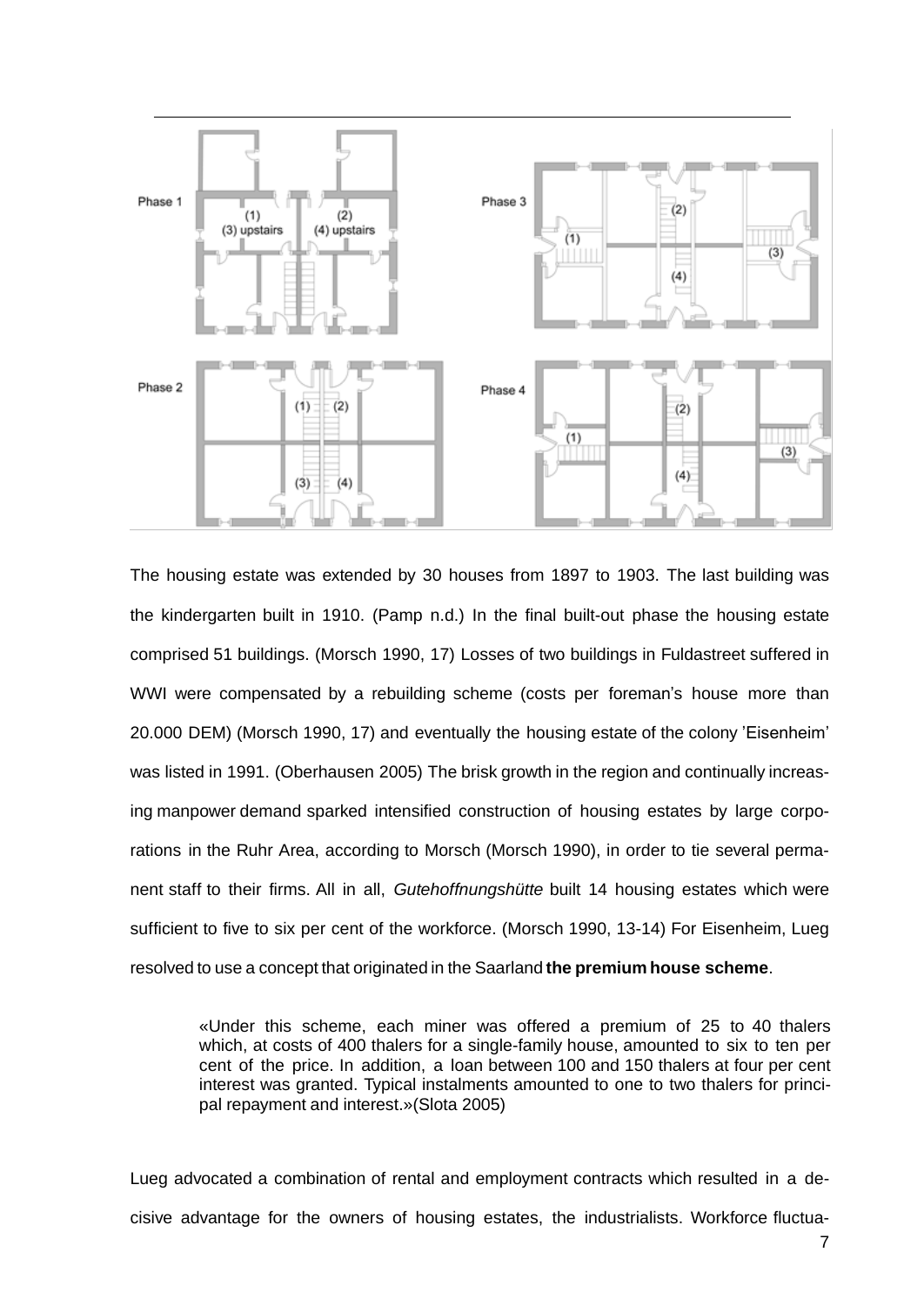The housing estate was extended by 30 houses from 1897 to 1903. The last building was the kindergarten built in 1910. (Pamp n.d.) In the final built-out phase the housing estate comprised 51 buildings. (Morsch 1990, 17) Losses of two buildings in Fuldastreet suffered in WWI were compensated by a rebuilding scheme (costs per foreman's house more than 20.000 DEM) (Morsch 1990, 17) and eventually the housing estate of the colony 'Eisenheim' was listed in 1991. (Oberhausen 2005) The brisk growth in the region and continually increasing manpower demand sparked intensified construction of housing estates by large corporations in the Ruhr Area, according to Morsch (Morsch 1990), in order to tie several permanent staff to their firms. All in all, *Gutehoffnungshütte* built 14 housing estates which were sufficient to five to six per cent of the workforce. (Morsch 1990, 13-14) For Eisenheim, Lueg resolved to use a concept that originated in the Saarland **the premium house scheme**.

> «Under this scheme, each miner was offered a premium of 25 to 40 thalers which, at costs of 400 thalers for a single-family house, amounted to six to ten per cent of the price. In addition, a loan between 100 and 150 thalers at four per cent interest was granted. Typical instalments amounted to one to two thalers for principal repayment and interest.»(Slota 2005)

Lueg advocated a combination of rental and employment contracts which resulted in a decisive advantage for the owners of housing estates, the industrialists. Workforce fluctua-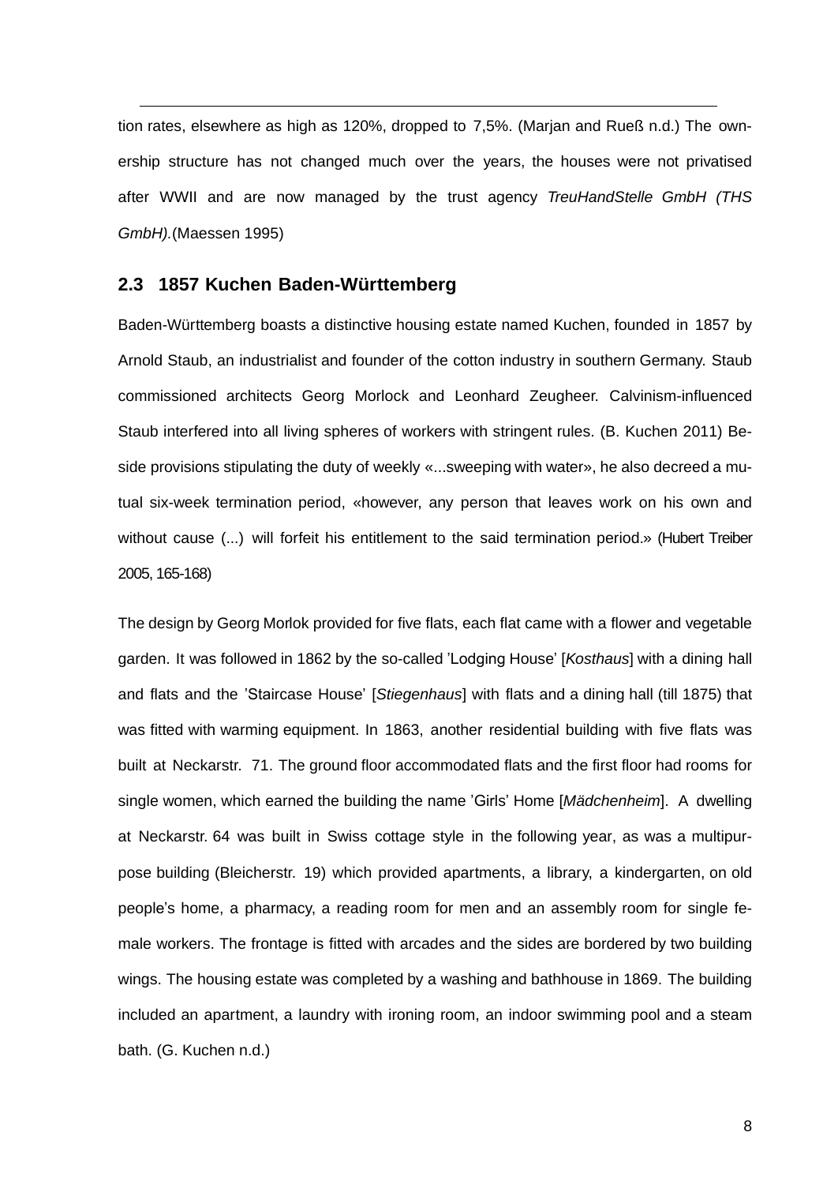tion rates, elsewhere as high as 120%, dropped to 7,5%. (Marjan and Rueß n.d.) The ownership structure has not changed much over the years, the houses were not privatised after WWII and are now managed by the trust agency *TreuHandStelle GmbH (THS GmbH).*(Maessen 1995)

## 2.3 1857 Kuchen Baden-Württemberg

Baden-Württemberg boasts a distinctive housing estate named Kuchen, founded in 1857 by Arnold Staub, an industrialist and founder of the cotton industry in southern Germany. Staub commissioned architects Georg Morlock and Leonhard Zeugheer. Calvinism-influenced Staub interfered into all living spheres of workers with stringent rules. (B. Kuchen 2011) Beside provisions stipulating the duty of weekly «...sweeping with water», he also decreed a mutual six-week termination period, «however, any person that leaves work on his own and without cause (...) will forfeit his entitlement to the said termination period.» (Hubert Treiber 2005, 165-168)

The design by Georg Morlok provided for five flats, each flat came with a flower and vegetable garden. It was followed in 1862 by the so-called 'Lodging House' [*Kosthaus*] with a dining hall and flats and the 'Staircase House' [*Stiegenhaus*] with flats and a dining hall (till 1875) that was fitted with warming equipment. In 1863, another residential building with five flats was built at Neckarstr. 71. The ground floor accommodated flats and the first floor had rooms for single women, which earned the building the name 'Girls' Home [*Mädchenheim*]. A dwelling at Neckarstr. 64 was built in Swiss cottage style in the following year, as was a multipurpose building (Bleicherstr. 19) which provided apartments, a library, a kindergarten, on old people's home, a pharmacy, a reading room for men and an assembly room for single female workers. The frontage is fitted with arcades and the sides are bordered by two building wings. The housing estate was completed by a washing and bathhouse in 1869. The building included an apartment, a laundry with ironing room, an indoor swimming pool and a steam bath. (G. Kuchen n.d.)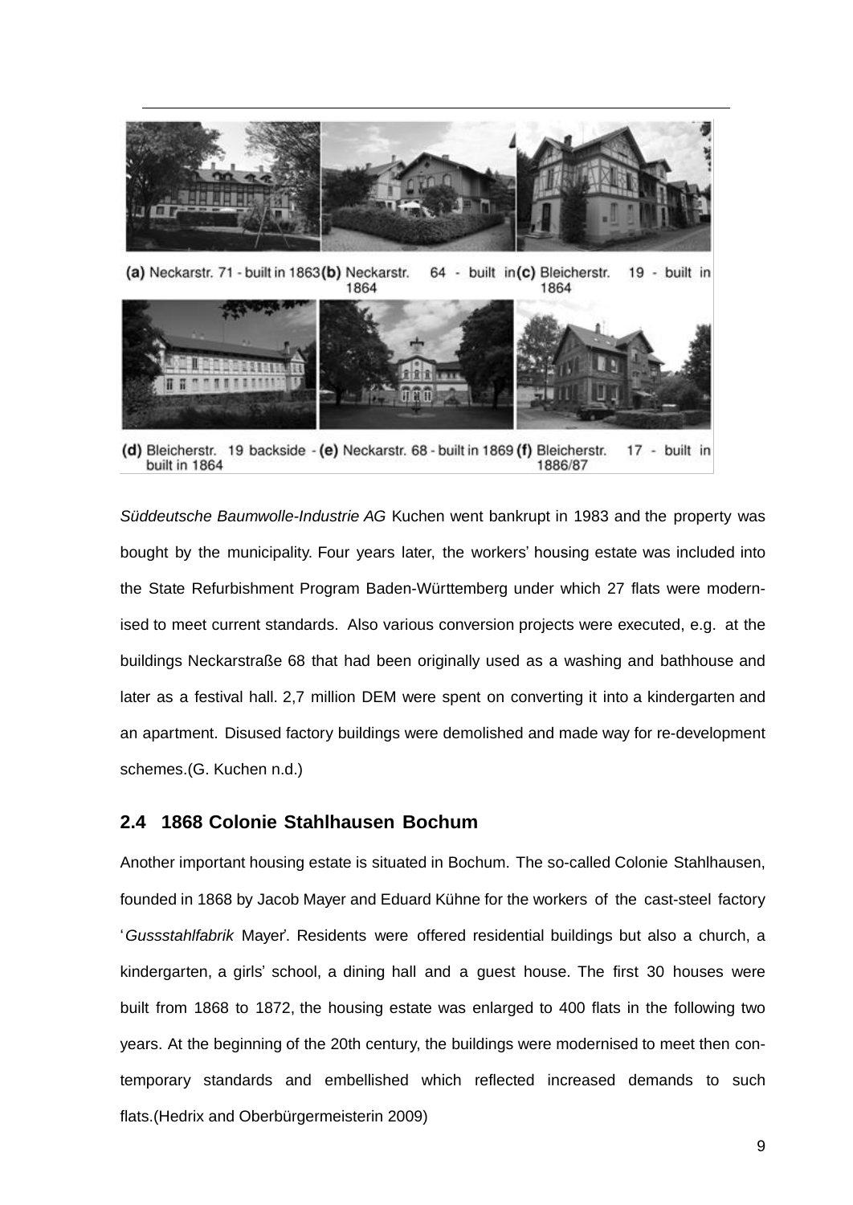(a) Neckarstr. 71 - built in 1863 (b) Neckarstr. 64 - built in 1864 (c) Bleicherstr. 19 - built in 1864

(d) Bleicherstr. 19 backside - built in 1864 (e) Neckarstr. 68 - built in 1869 (f) Bleicherstr. 17 - built in 1886/87

*Süddeutsche Baumwolle-Industrie AG* Kuchen went bankrupt in 1983 and the property was bought by the municipality. Four years later, the workers' housing estate was included into the State Refurbishment Program Baden-Württemberg under which 27 flats were modernised to meet current standards. Also various conversion projects were executed, e.g. at the buildings Neckarstraße 68 that had been originally used as a washing and bathhouse and later as a festival hall. 2,7 million DEM were spent on converting it into a kindergarten and an apartment. Disused factory buildings were demolished and made way for re-development schemes.(G. Kuchen n.d.)

## 2.4 1868 Colonie Stahlhausen Bochum

Another important housing estate is situated in Bochum. The so-called Colonie Stahlhausen, founded in 1868 by Jacob Mayer and Eduard Kühne for the workers of the cast-steel factory '*Gussstahlfabrik* Mayer'. Residents were offered residential buildings but also a church, a kindergarten, a girls' school, a dining hall and a guest house. The first 30 houses were built from 1868 to 1872, the housing estate was enlarged to 400 flats in the following two years. At the beginning of the 20th century, the buildings were modernised to meet then contemporary standards and embellished which reflected increased demands to such flats.(Hedrix and Oberbürgermeisterin 2009)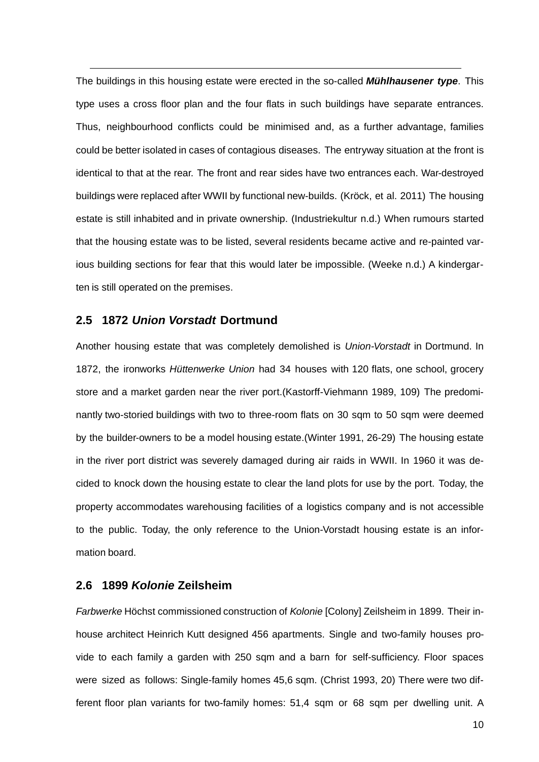The buildings in this housing estate were erected in the so-called ***Mühlhausener type***. This type uses a cross floor plan and the four flats in such buildings have separate entrances. Thus, neighbourhood conflicts could be minimised and, as a further advantage, families could be better isolated in cases of contagious diseases. The entryway situation at the front is identical to that at the rear. The front and rear sides have two entrances each. War-destroyed buildings were replaced after WWII by functional new-builds. (Kröck, et al. 2011) The housing estate is still inhabited and in private ownership. (Industriekultur n.d.) When rumours started that the housing estate was to be listed, several residents became active and re-painted various building sections for fear that this would later be impossible. (Weeke n.d.) A kindergarten is still operated on the premises.

## 2.5 1872 *Union Vorstadt* Dortmund

Another housing estate that was completely demolished is *Union-Vorstadt* in Dortmund. In 1872, the ironworks *Hüttenwerke Union* had 34 houses with 120 flats, one school, grocery store and a market garden near the river port.(Kastorff-Viehmann 1989, 109) The predominantly two-storied buildings with two to three-room flats on 30 sqm to 50 sqm were deemed by the builder-owners to be a model housing estate.(Winter 1991, 26-29) The housing estate in the river port district was severely damaged during air raids in WWII. In 1960 it was decided to knock down the housing estate to clear the land plots for use by the port. Today, the property accommodates warehousing facilities of a logistics company and is not accessible to the public. Today, the only reference to the Union-Vorstadt housing estate is an information board.

## 2.6 1899 *Kolonie* Zeilsheim

*Farbwerke* Höchst commissioned construction of *Kolonie* [Colony] Zeilsheim in 1899. Their in-house architect Heinrich Kutt designed 456 apartments. Single and two-family houses provide to each family a garden with 250 sqm and a barn for self-sufficiency. Floor spaces were sized as follows: Single-family homes 45,6 sqm. (Christ 1993, 20) There were two different floor plan variants for two-family homes: 51,4 sqm or 68 sqm per dwelling unit. A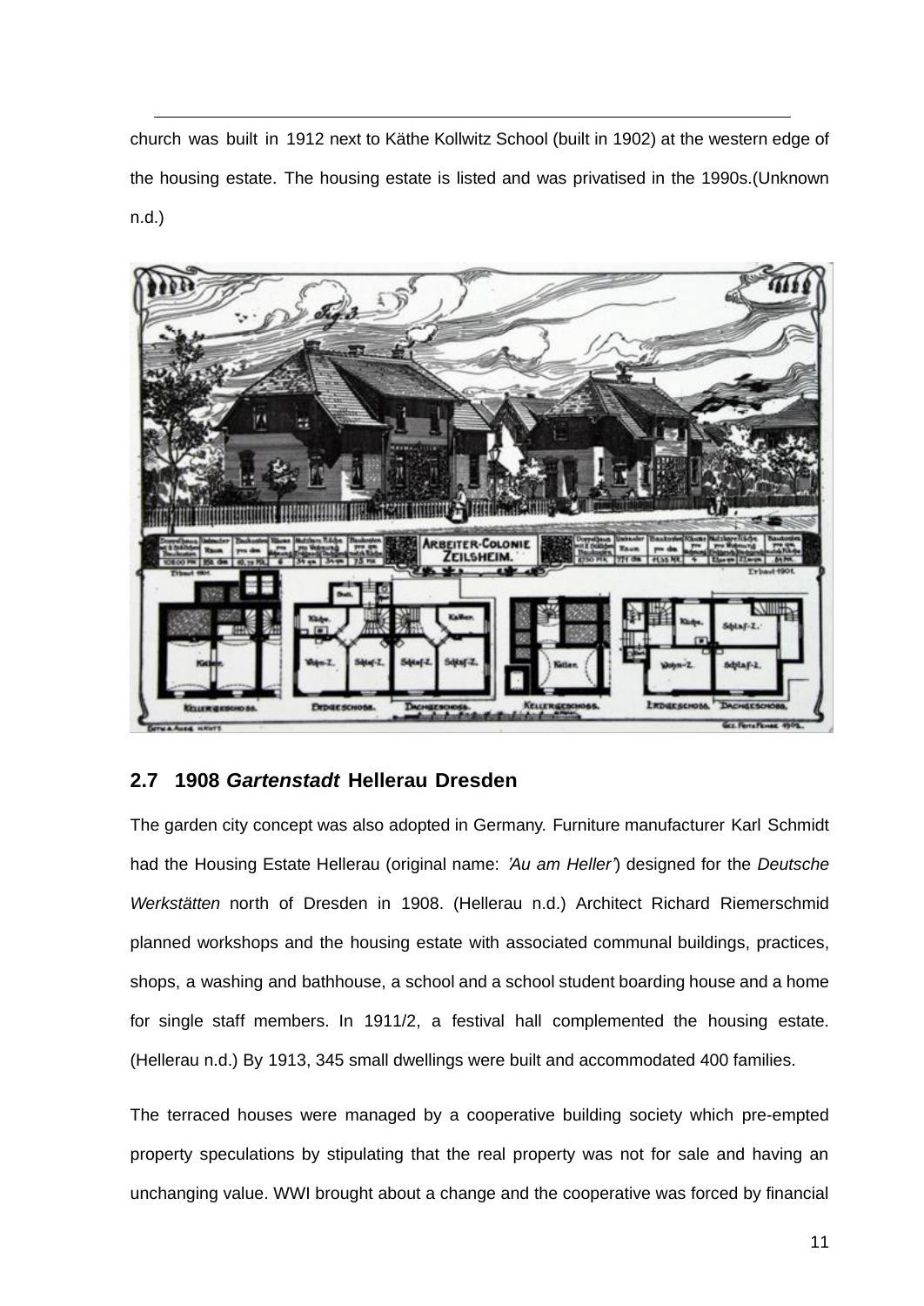church was built in 1912 next to Käthe Kollwitz School (built in 1902) at the western edge of the housing estate. The housing estate is listed and was privatised in the 1990s.(Unknown n.d.)

## 2.7 1908 *Gartenstadt* Hellerau Dresden

The garden city concept was also adopted in Germany. Furniture manufacturer Karl Schmidt had the Housing Estate Hellerau (original name: *'Au am Heller'*) designed for the *Deutsche Werkstätten* north of Dresden in 1908. (Hellerau n.d.) Architect Richard Riemerschmid planned workshops and the housing estate with associated communal buildings, practices, shops, a washing and bathhouse, a school and a school student boarding house and a home for single staff members. In 1911/2, a festival hall complemented the housing estate. (Hellerau n.d.) By 1913, 345 small dwellings were built and accommodated 400 families.

The terraced houses were managed by a cooperative building society which pre-empted property speculations by stipulating that the real property was not for sale and having an unchanging value. WWI brought about a change and the cooperative was forced by financial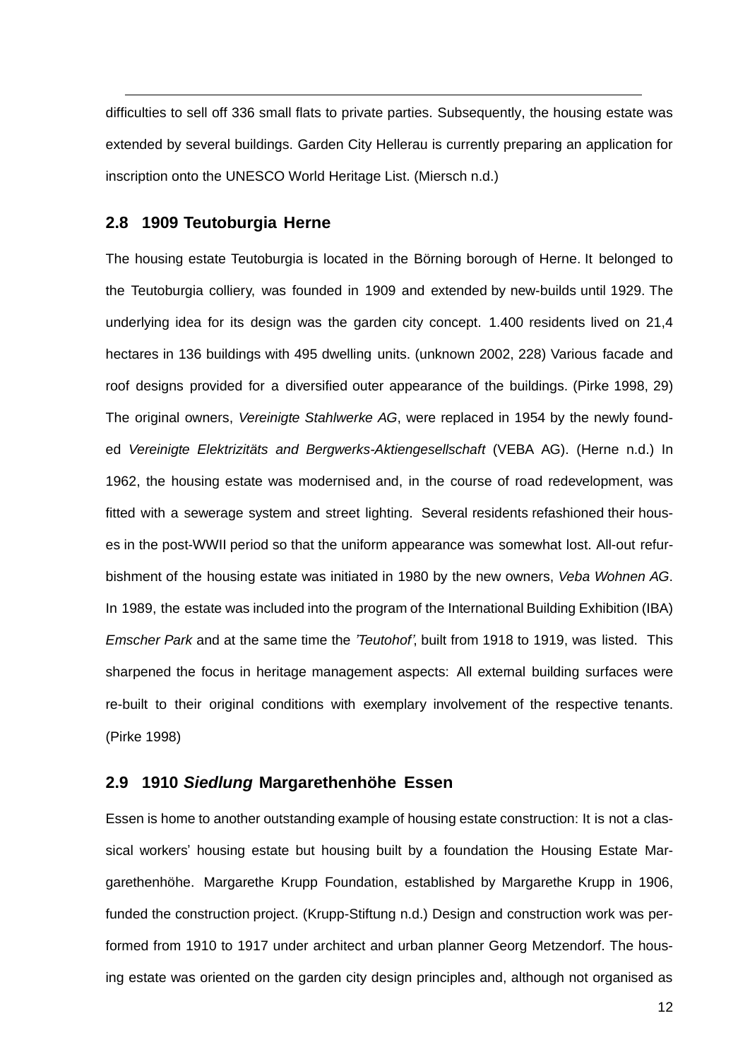difficulties to sell off 336 small flats to private parties. Subsequently, the housing estate was extended by several buildings. Garden City Hellerau is currently preparing an application for inscription onto the UNESCO World Heritage List. (Miersch n.d.)

## 2.8 1909 Teutoburgia Herne

The housing estate Teutoburgia is located in the Börning borough of Herne. It belonged to the Teutoburgia colliery, was founded in 1909 and extended by new-builds until 1929. The underlying idea for its design was the garden city concept. 1.400 residents lived on 21,4 hectares in 136 buildings with 495 dwelling units. (unknown 2002, 228) Various facade and roof designs provided for a diversified outer appearance of the buildings. (Pirke 1998, 29) The original owners, *Vereinigte Stahlwerke AG*, were replaced in 1954 by the newly founded *Vereinigte Elektrizitäts and Bergwerks-Aktiengesellschaft* (VEBA AG). (Herne n.d.) In 1962, the housing estate was modernised and, in the course of road redevelopment, was fitted with a sewerage system and street lighting. Several residents refashioned their houses in the post-WWII period so that the uniform appearance was somewhat lost. All-out refurbishment of the housing estate was initiated in 1980 by the new owners, *Veba Wohnen AG*. In 1989, the estate was included into the program of the International Building Exhibition (IBA) *Emscher Park* and at the same time the *'Teutohof'*, built from 1918 to 1919, was listed. This sharpened the focus in heritage management aspects: All external building surfaces were re-built to their original conditions with exemplary involvement of the respective tenants. (Pirke 1998)

## 2.9 1910 *Siedlung* Margarethenhöhe Essen

Essen is home to another outstanding example of housing estate construction: It is not a classical workers' housing estate but housing built by a foundation the Housing Estate Margarethenhöhe. Margarethe Krupp Foundation, established by Margarethe Krupp in 1906, funded the construction project. (Krupp-Stiftung n.d.) Design and construction work was performed from 1910 to 1917 under architect and urban planner Georg Metzendorf. The housing estate was oriented on the garden city design principles and, although not organised as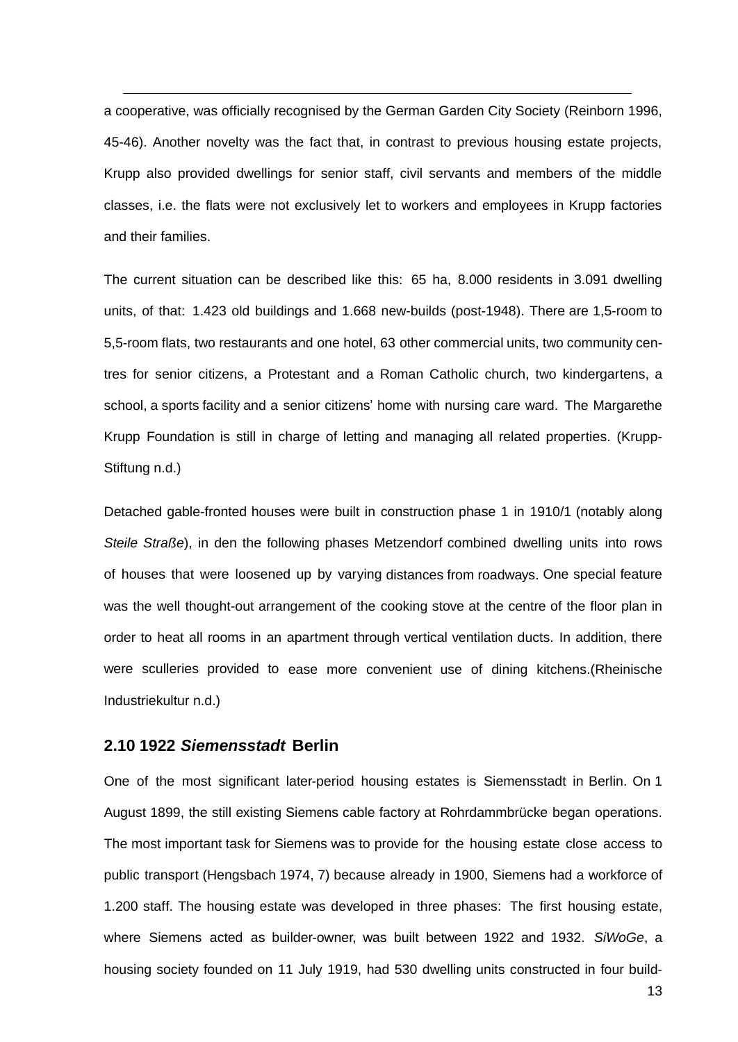a cooperative, was officially recognised by the German Garden City Society (Reinborn 1996, 45-46). Another novelty was the fact that, in contrast to previous housing estate projects, Krupp also provided dwellings for senior staff, civil servants and members of the middle classes, i.e. the flats were not exclusively let to workers and employees in Krupp factories and their families.

The current situation can be described like this: 65 ha, 8.000 residents in 3.091 dwelling units, of that: 1.423 old buildings and 1.668 new-builds (post-1948). There are 1,5-room to 5,5-room flats, two restaurants and one hotel, 63 other commercial units, two community centres for senior citizens, a Protestant and a Roman Catholic church, two kindergartens, a school, a sports facility and a senior citizens' home with nursing care ward. The Margarethe Krupp Foundation is still in charge of letting and managing all related properties. (Krupp-Stiftung n.d.)

Detached gable-fronted houses were built in construction phase 1 in 1910/1 (notably along *Steile Straße*), in den the following phases Metzendorf combined dwelling units into rows of houses that were loosened up by varying distances from roadways. One special feature was the well thought-out arrangement of the cooking stove at the centre of the floor plan in order to heat all rooms in an apartment through vertical ventilation ducts. In addition, there were sculleries provided to ease more convenient use of dining kitchens.(Rheinische Industriekultur n.d.)

## 2.10 1922 *Siemensstadt* Berlin

One of the most significant later-period housing estates is Siemensstadt in Berlin. On 1 August 1899, the still existing Siemens cable factory at Rohrdammbrücke began operations. The most important task for Siemens was to provide for the housing estate close access to public transport (Hengsbach 1974, 7) because already in 1900, Siemens had a workforce of 1.200 staff. The housing estate was developed in three phases: The first housing estate, where Siemens acted as builder-owner, was built between 1922 and 1932. *SiWoGe*, a housing society founded on 11 July 1919, had 530 dwelling units constructed in four build-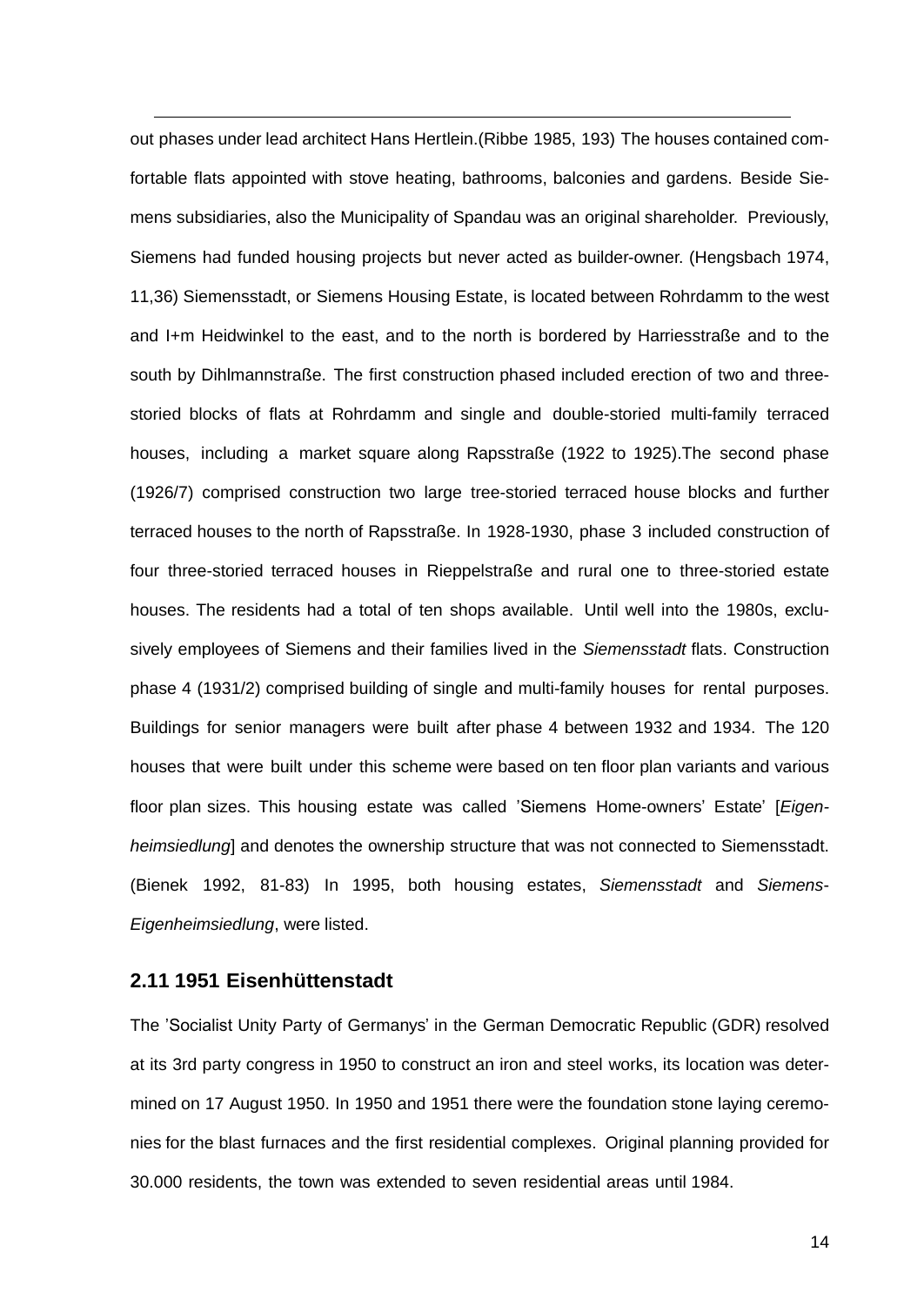out phases under lead architect Hans Hertlein.(Ribbe 1985, 193) The houses contained comfortable flats appointed with stove heating, bathrooms, balconies and gardens. Beside Siemens subsidiaries, also the Municipality of Spandau was an original shareholder. Previously, Siemens had funded housing projects but never acted as builder-owner. (Hengsbach 1974, 11,36) Siemensstadt, or Siemens Housing Estate, is located between Rohrdamm to the west and I+m Heidwinkel to the east, and to the north is bordered by Harriesstraße and to the south by Dihlmannstraße. The first construction phased included erection of two and three-storied blocks of flats at Rohrdamm and single and double-storied multi-family terraced houses, including a market square along Rapsstraße (1922 to 1925).The second phase (1926/7) comprised construction two large tree-storied terraced house blocks and further terraced houses to the north of Rapsstraße. In 1928-1930, phase 3 included construction of four three-storied terraced houses in Rieppelstraße and rural one to three-storied estate houses. The residents had a total of ten shops available. Until well into the 1980s, exclusively employees of Siemens and their families lived in the *Siemensstadt* flats. Construction phase 4 (1931/2) comprised building of single and multi-family houses for rental purposes. Buildings for senior managers were built after phase 4 between 1932 and 1934. The 120 houses that were built under this scheme were based on ten floor plan variants and various floor plan sizes. This housing estate was called 'Siemens Home-owners' Estate' [*Eigenheimsiedlung*] and denotes the ownership structure that was not connected to Siemensstadt. (Bienek 1992, 81-83) In 1995, both housing estates, *Siemensstadt* and *Siemens-Eigenheimsiedlung*, were listed.

## 2.11 1951 Eisenhüttenstadt

The 'Socialist Unity Party of Germanys' in the German Democratic Republic (GDR) resolved at its 3rd party congress in 1950 to construct an iron and steel works, its location was determined on 17 August 1950. In 1950 and 1951 there were the foundation stone laying ceremonies for the blast furnaces and the first residential complexes. Original planning provided for 30.000 residents, the town was extended to seven residential areas until 1984.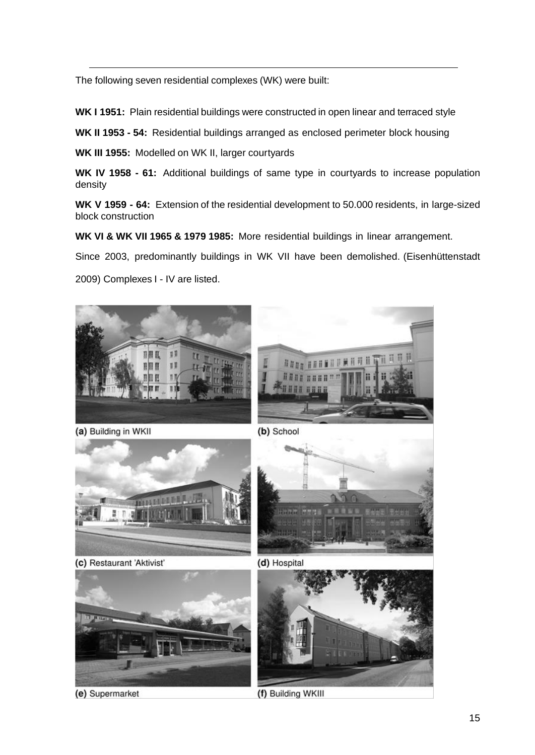The following seven residential complexes (WK) were built:

**WK I 1951:** Plain residential buildings were constructed in open linear and terraced style

**WK II 1953 - 54:** Residential buildings arranged as enclosed perimeter block housing

**WK III 1955:** Modelled on WK II, larger courtyards

**WK IV 1958 - 61:** Additional buildings of same type in courtyards to increase population density

**WK V 1959 - 64:** Extension of the residential development to 50.000 residents, in large-sized block construction

**WK VI & WK VII 1965 & 1979 1985:** More residential buildings in linear arrangement.

Since 2003, predominantly buildings in WK VII have been demolished. (Eisenhüttenstadt 2009) Complexes I - IV are listed.

(a) Building in WKII

(b) School

(c) Restaurant 'Aktivist'

(d) Hospital

(e) Supermarket

(f) Building WKIII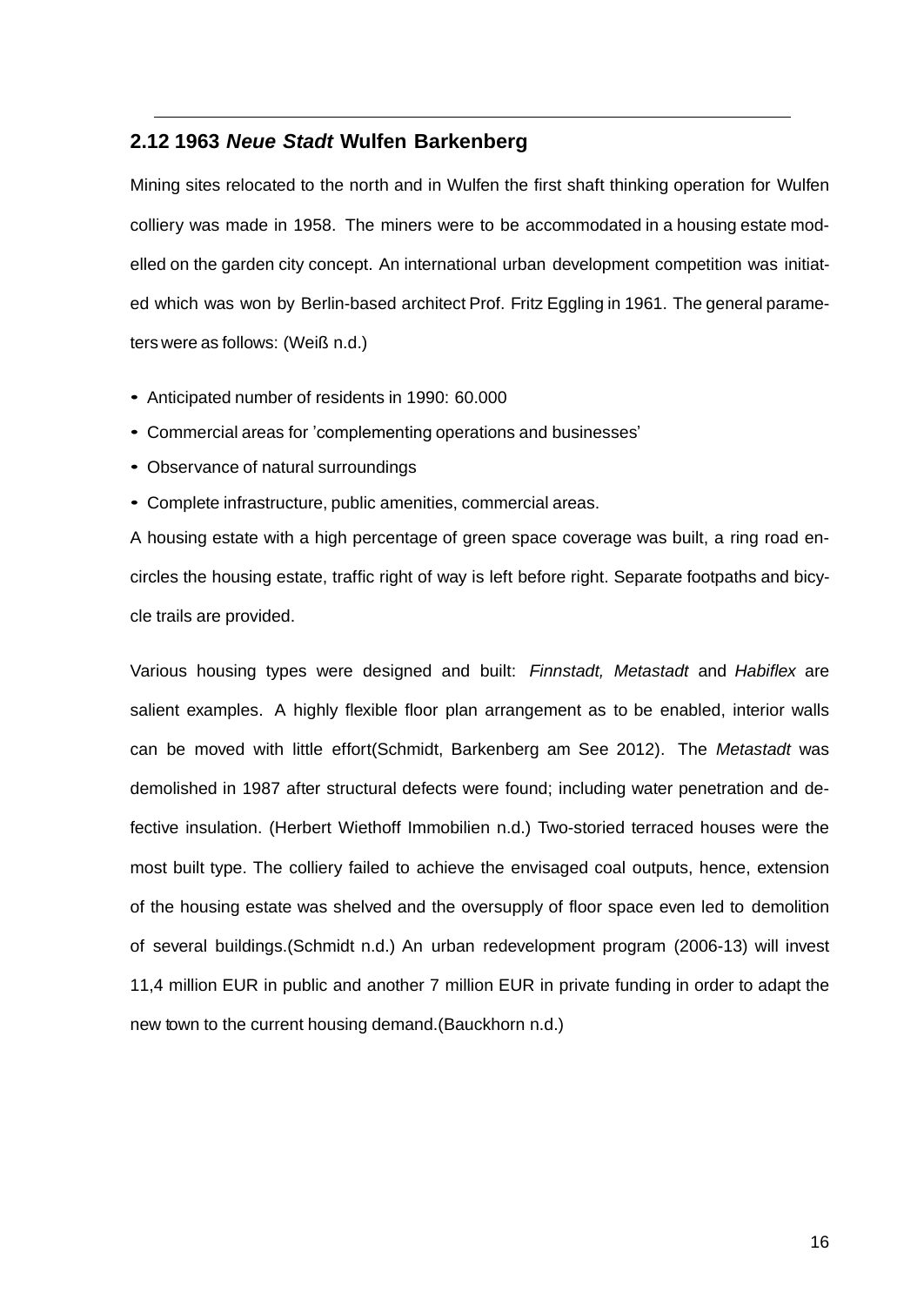## 2.12 1963 *Neue Stadt* Wulfen Barkenberg

Mining sites relocated to the north and in Wulfen the first shaft thinking operation for Wulfen colliery was made in 1958. The miners were to be accommodated in a housing estate modelled on the garden city concept. An international urban development competition was initiated which was won by Berlin-based architect Prof. Fritz Eggling in 1961. The general parameters were as follows: (Weiß n.d.)

- Anticipated number of residents in 1990: 60.000
- Commercial areas for 'complementing operations and businesses'
- Observance of natural surroundings
- Complete infrastructure, public amenities, commercial areas.

A housing estate with a high percentage of green space coverage was built, a ring road encircles the housing estate, traffic right of way is left before right. Separate footpaths and bicycle trails are provided.

Various housing types were designed and built: *Finnstadt, Metastadt* and *Habiflex* are salient examples. A highly flexible floor plan arrangement as to be enabled, interior walls can be moved with little effort(Schmidt, Barkenberg am See 2012). The *Metastadt* was demolished in 1987 after structural defects were found; including water penetration and defective insulation. (Herbert Wiethoff Immobilien n.d.) Two-storied terraced houses were the most built type. The colliery failed to achieve the envisaged coal outputs, hence, extension of the housing estate was shelved and the oversupply of floor space even led to demolition of several buildings.(Schmidt n.d.) An urban redevelopment program (2006-13) will invest 11,4 million EUR in public and another 7 million EUR in private funding in order to adapt the new town to the current housing demand.(Bauckhorn n.d.)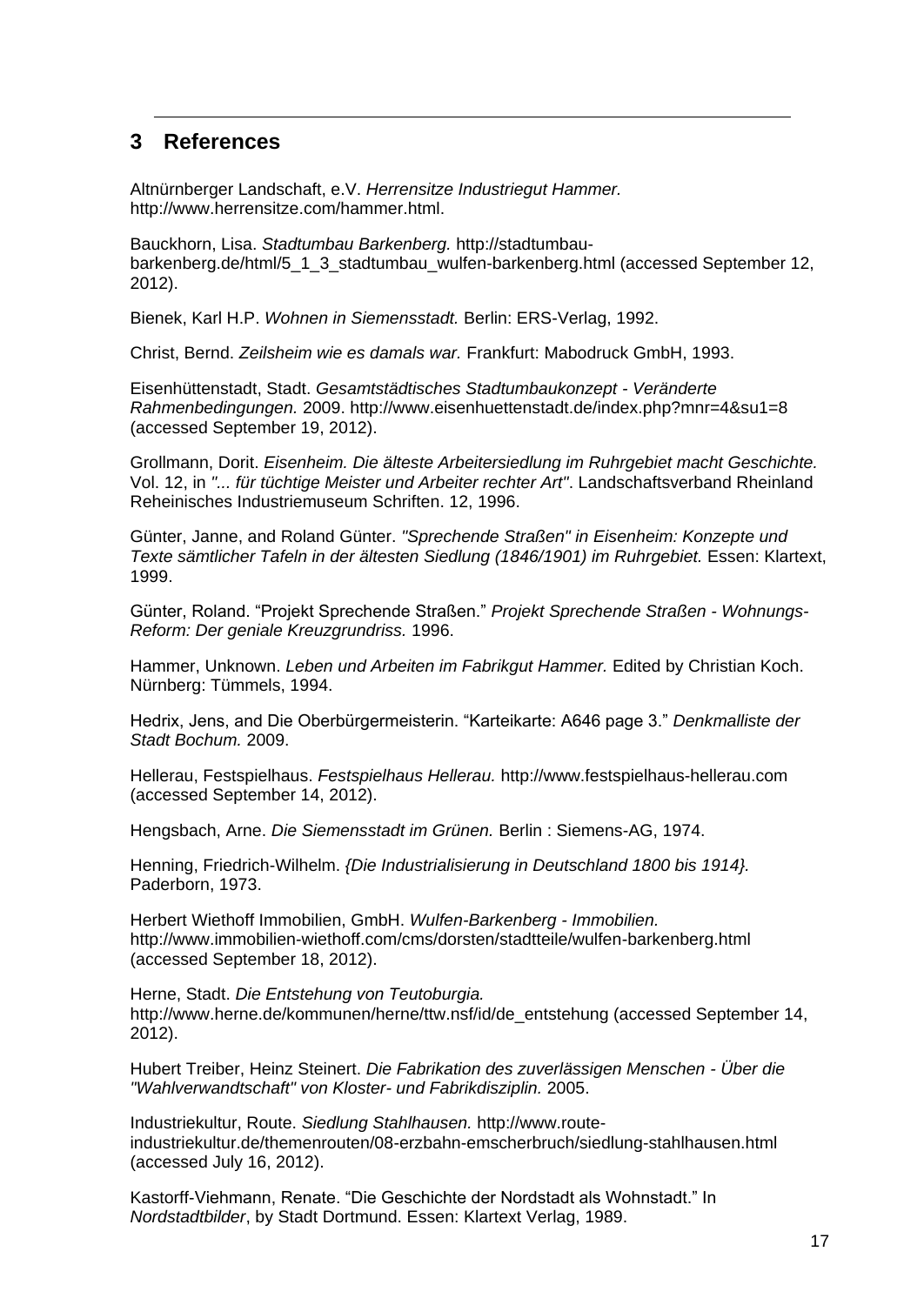## 3 References

Altnürnberger Landschaft, e.V. *Herrensitze Industriegut Hammer.* http://www.herrensitze.com/hammer.html.

Bauckhorn, Lisa. *Stadtumbau Barkenberg.* http://stadtumbau-barkenberg.de/html/5_1_3_stadtumbau_wulfen-barkenberg.html (accessed September 12, 2012).

Bienek, Karl H.P. *Wohnen in Siemensstadt.* Berlin: ERS-Verlag, 1992.

Christ, Bernd. *Zeilsheim wie es damals war.* Frankfurt: Mabodruck GmbH, 1993.

Eisenhüttenstadt, Stadt. *Gesamtstädtisches Stadtumbaukonzept - Veränderte Rahmenbedingungen.* 2009. http://www.eisenhuettenstadt.de/index.php?mnr=4&su1=8 (accessed September 19, 2012).

Grollmann, Dorit. *Eisenheim. Die älteste Arbeitersiedlung im Ruhrgebiet macht Geschichte.* Vol. 12, in *"... für tüchtige Meister und Arbeiter rechter Art"*. Landschaftsverband Rheinland Reheinisches Industriemuseum Schriften. 12, 1996.

Günter, Janne, and Roland Günter. *"Sprechende Straßen" in Eisenheim: Konzepte und Texte sämtlicher Tafeln in der ältesten Siedlung (1846/1901) im Ruhrgebiet.* Essen: Klartext, 1999.

Günter, Roland. "Projekt Sprechende Straßen." *Projekt Sprechende Straßen - Wohnungs-Reform: Der geniale Kreuzgrundriss.* 1996.

Hammer, Unknown. *Leben und Arbeiten im Fabrikgut Hammer.* Edited by Christian Koch. Nürnberg: Tümmels, 1994.

Hedrix, Jens, and Die Oberbürgermeisterin. "Karteikarte: A646 page 3." *Denkmalliste der Stadt Bochum.* 2009.

Hellerau, Festspielhaus. *Festspielhaus Hellerau.* http://www.festspielhaus-hellerau.com (accessed September 14, 2012).

Hengsbach, Arne. *Die Siemensstadt im Grünen.* Berlin : Siemens-AG, 1974.

Henning, Friedrich-Wilhelm. *{Die Industrialisierung in Deutschland 1800 bis 1914}.* Paderborn, 1973.

Herbert Wiethoff Immobilien, GmbH. *Wulfen-Barkenberg - Immobilien.* http://www.immobilien-wiethoff.com/cms/dorsten/stadtteile/wulfen-barkenberg.html (accessed September 18, 2012).

Herne, Stadt. *Die Entstehung von Teutoburgia.* http://www.herne.de/kommunen/herne/ttw.nsf/id/de_entstehung (accessed September 14, 2012).

Hubert Treiber, Heinz Steinert. *Die Fabrikation des zuverlässigen Menschen - Über die "Wahlverwandtschaft" von Kloster- und Fabrikdisziplin.* 2005.

Industriekultur, Route. *Siedlung Stahlhausen.* http://www.route-industriekultur.de/themenrouten/08-erzbahn-emscherbruch/siedlung-stahlhausen.html (accessed July 16, 2012).

Kastorff-Viehmann, Renate. "Die Geschichte der Nordstadt als Wohnstadt." In *Nordstadtbilder*, by Stadt Dortmund. Essen: Klartext Verlag, 1989.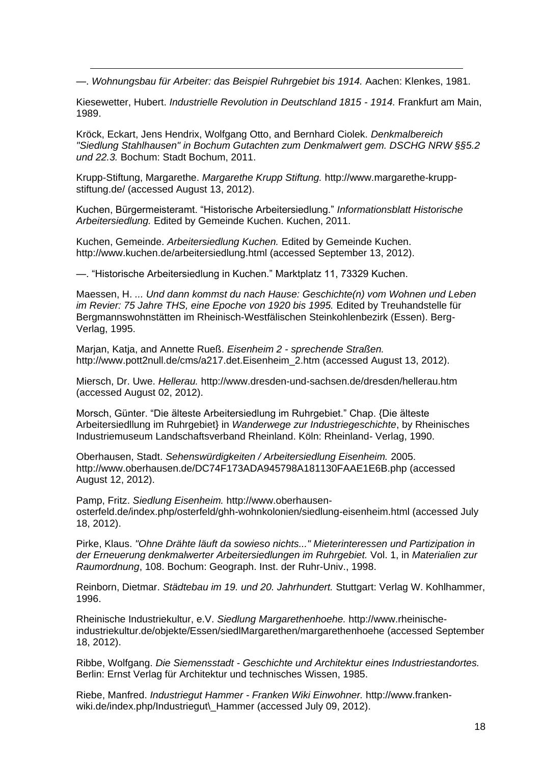—. *Wohnungsbau für Arbeiter: das Beispiel Ruhrgebiet bis 1914.* Aachen: Klenkes, 1981.

Kiesewetter, Hubert. *Industrielle Revolution in Deutschland 1815 - 1914.* Frankfurt am Main, 1989.

Kröck, Eckart, Jens Hendrix, Wolfgang Otto, and Bernhard Ciolek. *Denkmalbereich "Siedlung Stahlhausen" in Bochum Gutachten zum Denkmalwert gem. DSCHG NRW §§5.2 und 22.3.* Bochum: Stadt Bochum, 2011.

Krupp-Stiftung, Margarethe. *Margarethe Krupp Stiftung.* http://www.margarethe-krupp-stiftung.de/ (accessed August 13, 2012).

Kuchen, Bürgermeisteramt. "Historische Arbeitersiedlung." *Informationsblatt Historische Arbeitersiedlung.* Edited by Gemeinde Kuchen. Kuchen, 2011.

Kuchen, Gemeinde. *Arbeitersiedlung Kuchen.* Edited by Gemeinde Kuchen. http://www.kuchen.de/arbeitersiedlung.html (accessed September 13, 2012).

—. "Historische Arbeitersiedlung in Kuchen." Marktplatz 11, 73329 Kuchen.

Maessen, H. *... Und dann kommst du nach Hause: Geschichte(n) vom Wohnen und Leben im Revier: 75 Jahre THS, eine Epoche von 1920 bis 1995.* Edited by Treuhandstelle für Bergmannswohnstätten im Rheinisch-Westfälischen Steinkohlenbezirk (Essen). Berg-Verlag, 1995.

Marjan, Katja, and Annette Rueß. *Eisenheim 2 - sprechende Straßen.* http://www.pott2null.de/cms/a217.det.Eisenheim_2.htm (accessed August 13, 2012).

Miersch, Dr. Uwe. *Hellerau.* http://www.dresden-und-sachsen.de/dresden/hellerau.htm (accessed August 02, 2012).

Morsch, Günter. "Die älteste Arbeitersiedlung im Ruhrgebiet." Chap. {Die älteste Arbeitersiedllung im Ruhrgebiet} in *Wanderwege zur Industriegeschichte*, by Rheinisches Industriemuseum Landschaftsverband Rheinland. Köln: Rheinland- Verlag, 1990.

Oberhausen, Stadt. *Sehenswürdigkeiten / Arbeitersiedlung Eisenheim.* 2005. http://www.oberhausen.de/DC74F173ADA945798A181130FAAE1E6B.php (accessed August 12, 2012).

Pamp, Fritz. *Siedlung Eisenheim.* http://www.oberhausen-osterfeld.de/index.php/osterfeld/ghh-wohnkolonien/siedlung-eisenheim.html (accessed July 18, 2012).

Pirke, Klaus. *"Ohne Drähte läuft da sowieso nichts..." Mieterinteressen und Partizipation in der Erneuerung denkmalwerter Arbeitersiedlungen im Ruhrgebiet.* Vol. 1, in *Materialien zur Raumordnung*, 108. Bochum: Geograph. Inst. der Ruhr-Univ., 1998.

Reinborn, Dietmar. *Städtebau im 19. und 20. Jahrhundert.* Stuttgart: Verlag W. Kohlhammer, 1996.

Rheinische Industriekultur, e.V. *Siedlung Margarethenhoehe.* http://www.rheinische-industriekultur.de/objekte/Essen/siedlMargarethen/margarethenhoehe (accessed September 18, 2012).

Ribbe, Wolfgang. *Die Siemensstadt - Geschichte und Architektur eines Industriestandortes.* Berlin: Ernst Verlag für Architektur und technisches Wissen, 1985.

Riebe, Manfred. *Industriegut Hammer - Franken Wiki Einwohner.* http://www.franken-wiki.de/index.php/Industriegut\_Hammer (accessed July 09, 2012).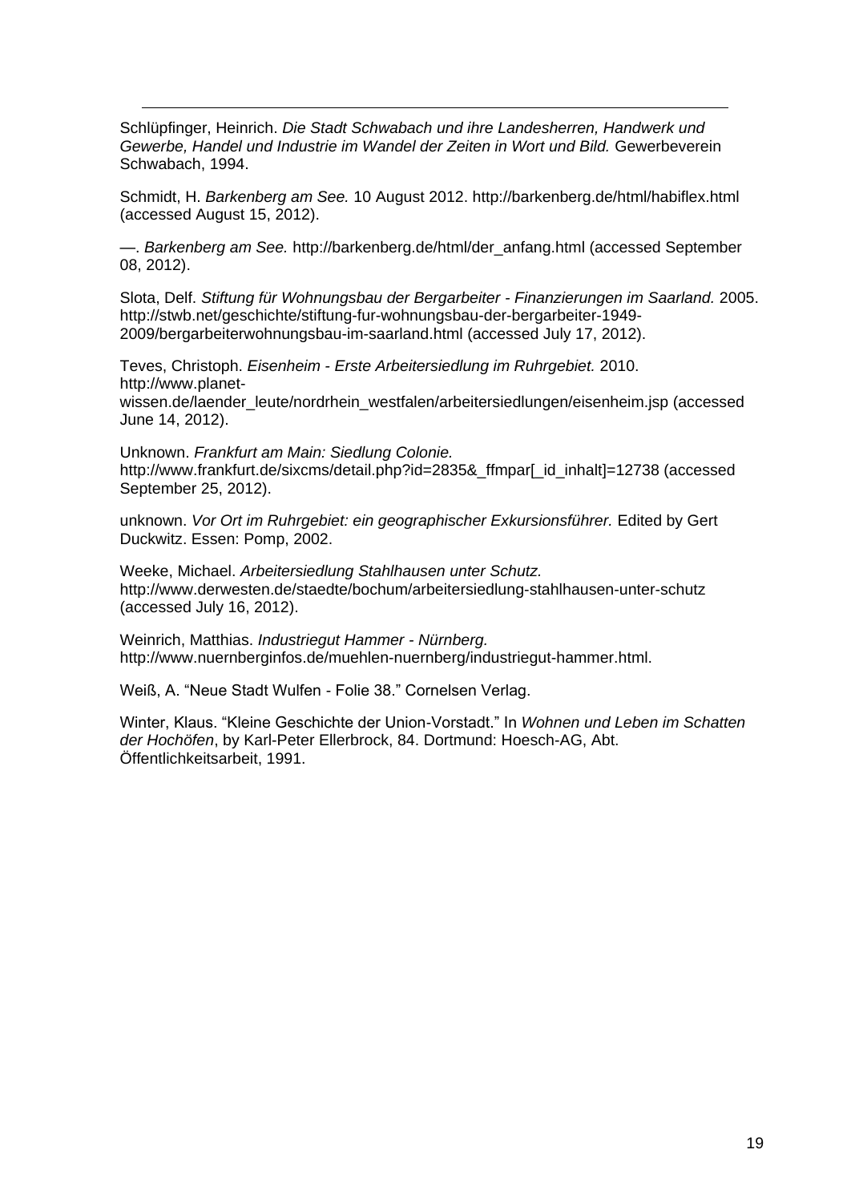Schlüpfinger, Heinrich. *Die Stadt Schwabach und ihre Landesherren, Handwerk und Gewerbe, Handel und Industrie im Wandel der Zeiten in Wort und Bild.* Gewerbeverein Schwabach, 1994.

Schmidt, H. *Barkenberg am See.* 10 August 2012. http://barkenberg.de/html/habiflex.html (accessed August 15, 2012).

—. *Barkenberg am See.* http://barkenberg.de/html/der_anfang.html (accessed September 08, 2012).

Slota, Delf. *Stiftung für Wohnungsbau der Bergarbeiter - Finanzierungen im Saarland.* 2005. http://stwb.net/geschichte/stiftung-fur-wohnungsbau-der-bergarbeiter-1949-2009/bergarbeiterwohnungsbau-im-saarland.html (accessed July 17, 2012).

Teves, Christoph. *Eisenheim - Erste Arbeitersiedlung im Ruhrgebiet.* 2010. http://www.planet-wissen.de/laender_leute/nordrhein_westfalen/arbeitersiedlungen/eisenheim.jsp (accessed June 14, 2012).

Unknown. *Frankfurt am Main: Siedlung Colonie.* http://www.frankfurt.de/sixcms/detail.php?id=2835&_ffmpar[_id_inhalt]=12738 (accessed September 25, 2012).

unknown. *Vor Ort im Ruhrgebiet: ein geographischer Exkursionsführer.* Edited by Gert Duckwitz. Essen: Pomp, 2002.

Weeke, Michael. *Arbeitersiedlung Stahlhausen unter Schutz.* http://www.derwesten.de/staedte/bochum/arbeitersiedlung-stahlhausen-unter-schutz (accessed July 16, 2012).

Weinrich, Matthias. *Industriegut Hammer - Nürnberg.* http://www.nuernberginfos.de/muehlen-nuernberg/industriegut-hammer.html.

Weiß, A. "Neue Stadt Wulfen - Folie 38." Cornelsen Verlag.

Winter, Klaus. "Kleine Geschichte der Union-Vorstadt." In *Wohnen und Leben im Schatten der Hochöfen*, by Karl-Peter Ellerbrock, 84. Dortmund: Hoesch-AG, Abt. Öffentlichkeitsarbeit, 1991.